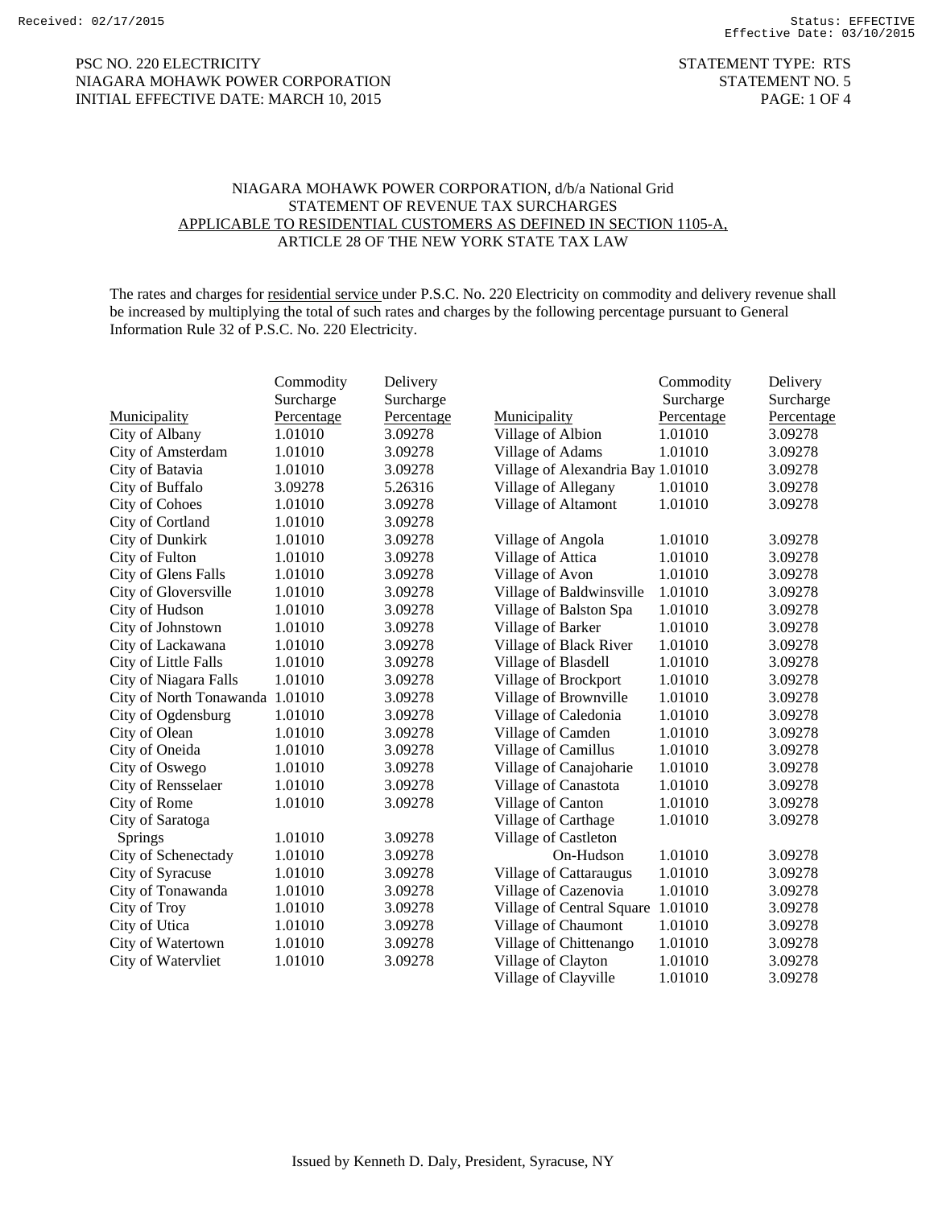PSC NO. 220 ELECTRICITY
NIAGARA MOHAWK POWER CORPORATION
INITIAL EFFECTIVE DATE: MARCH 10, 2015

STATEMENT TYPE: RTS
STATEMENT NO. 5

NIAGARA MOHAWK POWER CORPORATION, d/b/a National Grid
STATEMENT OF REVENUE TAX SURCHARGES
APPLICABLE TO RESIDENTIAL CUSTOMERS AS DEFINED IN SECTION 1105-A,
ARTICLE 28 OF THE NEW YORK STATE TAX LAW

The rates and charges for residential service under P.S.C. No. 220 Electricity on commodity and delivery revenue shall be increased by multiplying the total of such rates and charges by the following percentage pursuant to General Information Rule 32 of P.S.C. No. 220 Electricity.

| Municipality | Commodity Surcharge Percentage | Delivery Surcharge Percentage |
|---|---|---|
| City of Albany | 1.01010 | 3.09278 |
| City of Amsterdam | 1.01010 | 3.09278 |
| City of Batavia | 1.01010 | 3.09278 |
| City of Buffalo | 3.09278 | 5.26316 |
| City of Cohoes | 1.01010 | 3.09278 |
| City of Cortland | 1.01010 | 3.09278 |
| City of Dunkirk | 1.01010 | 3.09278 |
| City of Fulton | 1.01010 | 3.09278 |
| City of Glens Falls | 1.01010 | 3.09278 |
| City of Gloversville | 1.01010 | 3.09278 |
| City of Hudson | 1.01010 | 3.09278 |
| City of Johnstown | 1.01010 | 3.09278 |
| City of Lackawana | 1.01010 | 3.09278 |
| City of Little Falls | 1.01010 | 3.09278 |
| City of Niagara Falls | 1.01010 | 3.09278 |
| City of North Tonawanda | 1.01010 | 3.09278 |
| City of Ogdensburg | 1.01010 | 3.09278 |
| City of Olean | 1.01010 | 3.09278 |
| City of Oneida | 1.01010 | 3.09278 |
| City of Oswego | 1.01010 | 3.09278 |
| City of Rensselaer | 1.01010 | 3.09278 |
| City of Rome | 1.01010 | 3.09278 |
| City of Saratoga Springs | 1.01010 | 3.09278 |
| City of Schenectady | 1.01010 | 3.09278 |
| City of Syracuse | 1.01010 | 3.09278 |
| City of Tonawanda | 1.01010 | 3.09278 |
| City of Troy | 1.01010 | 3.09278 |
| City of Utica | 1.01010 | 3.09278 |
| City of Watertown | 1.01010 | 3.09278 |
| City of Watervliet | 1.01010 | 3.09278 |
| Village of Albion | 1.01010 | 3.09278 |
| Village of Adams | 1.01010 | 3.09278 |
| Village of Alexandria Bay | 1.01010 | 3.09278 |
| Village of Allegany | 1.01010 | 3.09278 |
| Village of Altamont | 1.01010 | 3.09278 |
| Village of Angola | 1.01010 | 3.09278 |
| Village of Attica | 1.01010 | 3.09278 |
| Village of Avon | 1.01010 | 3.09278 |
| Village of Baldwinsville | 1.01010 | 3.09278 |
| Village of Balston Spa | 1.01010 | 3.09278 |
| Village of Barker | 1.01010 | 3.09278 |
| Village of Black River | 1.01010 | 3.09278 |
| Village of Blasdell | 1.01010 | 3.09278 |
| Village of Brockport | 1.01010 | 3.09278 |
| Village of Brownville | 1.01010 | 3.09278 |
| Village of Caledonia | 1.01010 | 3.09278 |
| Village of Camden | 1.01010 | 3.09278 |
| Village of Camillus | 1.01010 | 3.09278 |
| Village of Canajoharie | 1.01010 | 3.09278 |
| Village of Canastota | 1.01010 | 3.09278 |
| Village of Canton | 1.01010 | 3.09278 |
| Village of Carthage | 1.01010 | 3.09278 |
| Village of Castleton On-Hudson | 1.01010 | 3.09278 |
| Village of Cattaraugus | 1.01010 | 3.09278 |
| Village of Cazenovia | 1.01010 | 3.09278 |
| Village of Central Square | 1.01010 | 3.09278 |
| Village of Chaumont | 1.01010 | 3.09278 |
| Village of Chittenango | 1.01010 | 3.09278 |
| Village of Clayton | 1.01010 | 3.09278 |
| Village of Clayville | 1.01010 | 3.09278 |

Issued by Kenneth D. Daly, President, Syracuse, NY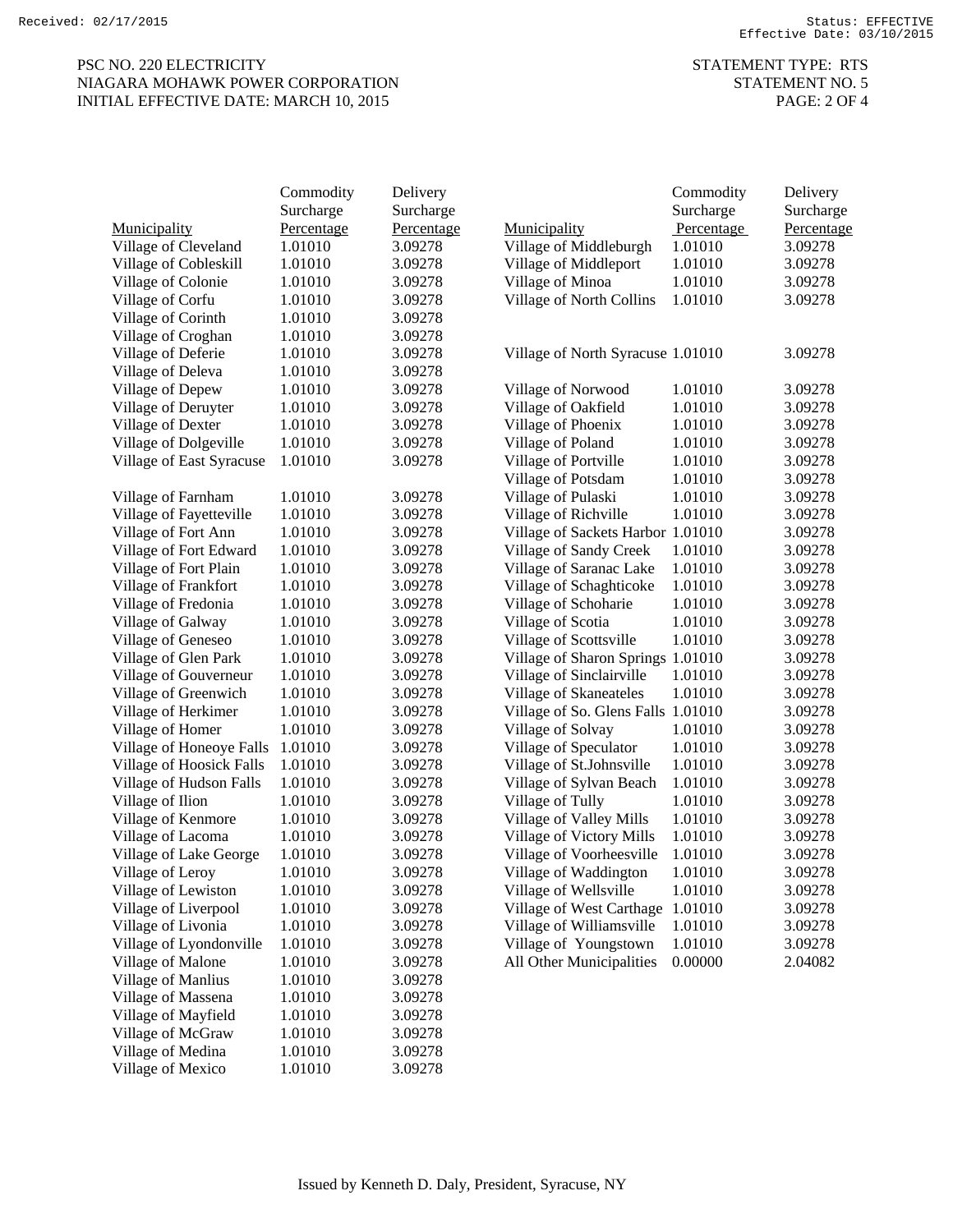| Municipality | Commodity Surcharge Percentage | Delivery Surcharge Percentage |
|---|---|---|
| Village of Cleveland | 1.01010 | 3.09278 |
| Village of Cobleskill | 1.01010 | 3.09278 |
| Village of Colonie | 1.01010 | 3.09278 |
| Village of Corfu | 1.01010 | 3.09278 |
| Village of Corinth | 1.01010 | 3.09278 |
| Village of Croghan | 1.01010 | 3.09278 |
| Village of Deferie | 1.01010 | 3.09278 |
| Village of Deleva | 1.01010 | 3.09278 |
| Village of Depew | 1.01010 | 3.09278 |
| Village of Deruyter | 1.01010 | 3.09278 |
| Village of Dexter | 1.01010 | 3.09278 |
| Village of Dolgeville | 1.01010 | 3.09278 |
| Village of East Syracuse | 1.01010 | 3.09278 |
| Village of Farnham | 1.01010 | 3.09278 |
| Village of Fayetteville | 1.01010 | 3.09278 |
| Village of Fort Ann | 1.01010 | 3.09278 |
| Village of Fort Edward | 1.01010 | 3.09278 |
| Village of Fort Plain | 1.01010 | 3.09278 |
| Village of Frankfort | 1.01010 | 3.09278 |
| Village of Fredonia | 1.01010 | 3.09278 |
| Village of Galway | 1.01010 | 3.09278 |
| Village of Geneseo | 1.01010 | 3.09278 |
| Village of Glen Park | 1.01010 | 3.09278 |
| Village of Gouverneur | 1.01010 | 3.09278 |
| Village of Greenwich | 1.01010 | 3.09278 |
| Village of Herkimer | 1.01010 | 3.09278 |
| Village of Homer | 1.01010 | 3.09278 |
| Village of Honeoye Falls | 1.01010 | 3.09278 |
| Village of Hoosick Falls | 1.01010 | 3.09278 |
| Village of Hudson Falls | 1.01010 | 3.09278 |
| Village of Ilion | 1.01010 | 3.09278 |
| Village of Kenmore | 1.01010 | 3.09278 |
| Village of Lacoma | 1.01010 | 3.09278 |
| Village of Lake George | 1.01010 | 3.09278 |
| Village of Leroy | 1.01010 | 3.09278 |
| Village of Lewiston | 1.01010 | 3.09278 |
| Village of Liverpool | 1.01010 | 3.09278 |
| Village of Livonia | 1.01010 | 3.09278 |
| Village of Lyondonville | 1.01010 | 3.09278 |
| Village of Malone | 1.01010 | 3.09278 |
| Village of Manlius | 1.01010 | 3.09278 |
| Village of Massena | 1.01010 | 3.09278 |
| Village of Mayfield | 1.01010 | 3.09278 |
| Village of McGraw | 1.01010 | 3.09278 |
| Village of Medina | 1.01010 | 3.09278 |
| Village of Mexico | 1.01010 | 3.09278 |
| Village of Middleburgh | 1.01010 | 3.09278 |
| Village of Middleport | 1.01010 | 3.09278 |
| Village of Minoa | 1.01010 | 3.09278 |
| Village of North Collins | 1.01010 | 3.09278 |
| Village of North Syracuse | 1.01010 | 3.09278 |
| Village of Norwood | 1.01010 | 3.09278 |
| Village of Oakfield | 1.01010 | 3.09278 |
| Village of Phoenix | 1.01010 | 3.09278 |
| Village of Poland | 1.01010 | 3.09278 |
| Village of Portville | 1.01010 | 3.09278 |
| Village of Potsdam | 1.01010 | 3.09278 |
| Village of Pulaski | 1.01010 | 3.09278 |
| Village of Richville | 1.01010 | 3.09278 |
| Village of Sackets Harbor | 1.01010 | 3.09278 |
| Village of Sandy Creek | 1.01010 | 3.09278 |
| Village of Saranac Lake | 1.01010 | 3.09278 |
| Village of Schaghticoke | 1.01010 | 3.09278 |
| Village of Schoharie | 1.01010 | 3.09278 |
| Village of Scotia | 1.01010 | 3.09278 |
| Village of Scottsville | 1.01010 | 3.09278 |
| Village of Sharon Springs | 1.01010 | 3.09278 |
| Village of Sinclairville | 1.01010 | 3.09278 |
| Village of Skaneateles | 1.01010 | 3.09278 |
| Village of So. Glens Falls | 1.01010 | 3.09278 |
| Village of Solvay | 1.01010 | 3.09278 |
| Village of Speculator | 1.01010 | 3.09278 |
| Village of St.Johnsville | 1.01010 | 3.09278 |
| Village of Sylvan Beach | 1.01010 | 3.09278 |
| Village of Tully | 1.01010 | 3.09278 |
| Village of Valley Mills | 1.01010 | 3.09278 |
| Village of Victory Mills | 1.01010 | 3.09278 |
| Village of Voorheesville | 1.01010 | 3.09278 |
| Village of Waddington | 1.01010 | 3.09278 |
| Village of Wellsville | 1.01010 | 3.09278 |
| Village of West Carthage | 1.01010 | 3.09278 |
| Village of Williamsville | 1.01010 | 3.09278 |
| Village of Youngstown | 1.01010 | 3.09278 |
| All Other Municipalities | 0.00000 | 2.04082 |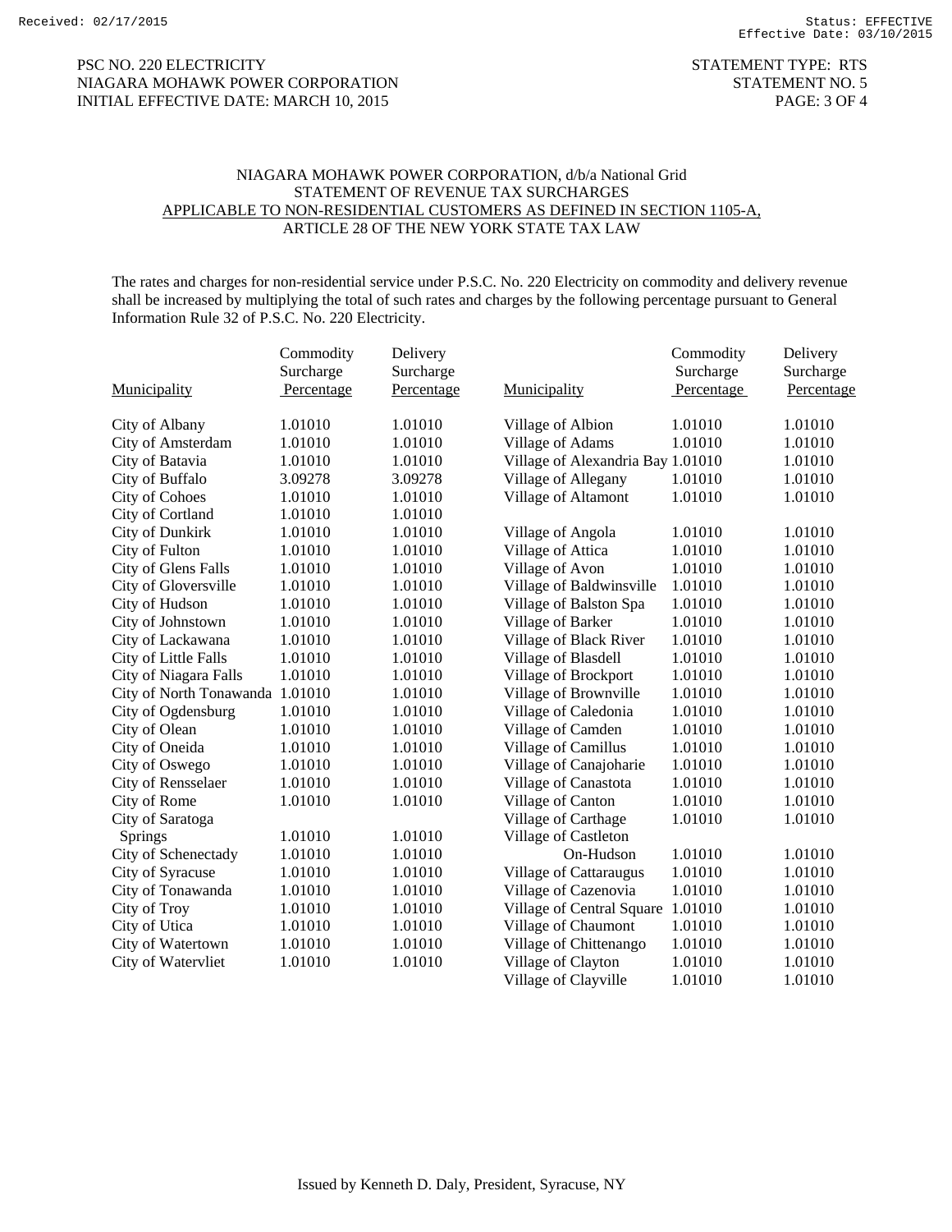PSC NO. 220 ELECTRICITY
NIAGARA MOHAWK POWER CORPORATION
INITIAL EFFECTIVE DATE: MARCH 10, 2015

STATEMENT TYPE: RTS
STATEMENT NO. 5

NIAGARA MOHAWK POWER CORPORATION, d/b/a National Grid
STATEMENT OF REVENUE TAX SURCHARGES
APPLICABLE TO NON-RESIDENTIAL CUSTOMERS AS DEFINED IN SECTION 1105-A,
ARTICLE 28 OF THE NEW YORK STATE TAX LAW

The rates and charges for non-residential service under P.S.C. No. 220 Electricity on commodity and delivery revenue shall be increased by multiplying the total of such rates and charges by the following percentage pursuant to General Information Rule 32 of P.S.C. No. 220 Electricity.

| Municipality | Commodity Surcharge Percentage | Delivery Surcharge Percentage |
|---|---|---|
| City of Albany | 1.01010 | 1.01010 |
| City of Amsterdam | 1.01010 | 1.01010 |
| City of Batavia | 1.01010 | 1.01010 |
| City of Buffalo | 3.09278 | 3.09278 |
| City of Cohoes | 1.01010 | 1.01010 |
| City of Cortland | 1.01010 | 1.01010 |
| City of Dunkirk | 1.01010 | 1.01010 |
| City of Fulton | 1.01010 | 1.01010 |
| City of Glens Falls | 1.01010 | 1.01010 |
| City of Gloversville | 1.01010 | 1.01010 |
| City of Hudson | 1.01010 | 1.01010 |
| City of Johnstown | 1.01010 | 1.01010 |
| City of Lackawana | 1.01010 | 1.01010 |
| City of Little Falls | 1.01010 | 1.01010 |
| City of Niagara Falls | 1.01010 | 1.01010 |
| City of North Tonawanda | 1.01010 | 1.01010 |
| City of Ogdensburg | 1.01010 | 1.01010 |
| City of Olean | 1.01010 | 1.01010 |
| City of Oneida | 1.01010 | 1.01010 |
| City of Oswego | 1.01010 | 1.01010 |
| City of Rensselaer | 1.01010 | 1.01010 |
| City of Rome | 1.01010 | 1.01010 |
| City of Saratoga Springs | 1.01010 | 1.01010 |
| City of Schenectady | 1.01010 | 1.01010 |
| City of Syracuse | 1.01010 | 1.01010 |
| City of Tonawanda | 1.01010 | 1.01010 |
| City of Troy | 1.01010 | 1.01010 |
| City of Utica | 1.01010 | 1.01010 |
| City of Watertown | 1.01010 | 1.01010 |
| City of Watervliet | 1.01010 | 1.01010 |

| Municipality | Commodity Surcharge Percentage | Delivery Surcharge Percentage |
|---|---|---|
| Village of Albion | 1.01010 | 1.01010 |
| Village of Adams | 1.01010 | 1.01010 |
| Village of Alexandria Bay | 1.01010 | 1.01010 |
| Village of Allegany | 1.01010 | 1.01010 |
| Village of Altamont | 1.01010 | 1.01010 |
| Village of Angola | 1.01010 | 1.01010 |
| Village of Attica | 1.01010 | 1.01010 |
| Village of Avon | 1.01010 | 1.01010 |
| Village of Baldwinsville | 1.01010 | 1.01010 |
| Village of Balston Spa | 1.01010 | 1.01010 |
| Village of Barker | 1.01010 | 1.01010 |
| Village of Black River | 1.01010 | 1.01010 |
| Village of Blasdell | 1.01010 | 1.01010 |
| Village of Brockport | 1.01010 | 1.01010 |
| Village of Brownville | 1.01010 | 1.01010 |
| Village of Caledonia | 1.01010 | 1.01010 |
| Village of Camden | 1.01010 | 1.01010 |
| Village of Camillus | 1.01010 | 1.01010 |
| Village of Canajoharie | 1.01010 | 1.01010 |
| Village of Canastota | 1.01010 | 1.01010 |
| Village of Canton | 1.01010 | 1.01010 |
| Village of Carthage | 1.01010 | 1.01010 |
| Village of Castleton On-Hudson | 1.01010 | 1.01010 |
| Village of Cattaraugus | 1.01010 | 1.01010 |
| Village of Cazenovia | 1.01010 | 1.01010 |
| Village of Central Square | 1.01010 | 1.01010 |
| Village of Chaumont | 1.01010 | 1.01010 |
| Village of Chittenango | 1.01010 | 1.01010 |
| Village of Clayton | 1.01010 | 1.01010 |
| Village of Clayville | 1.01010 | 1.01010 |

Issued by Kenneth D. Daly, President, Syracuse, NY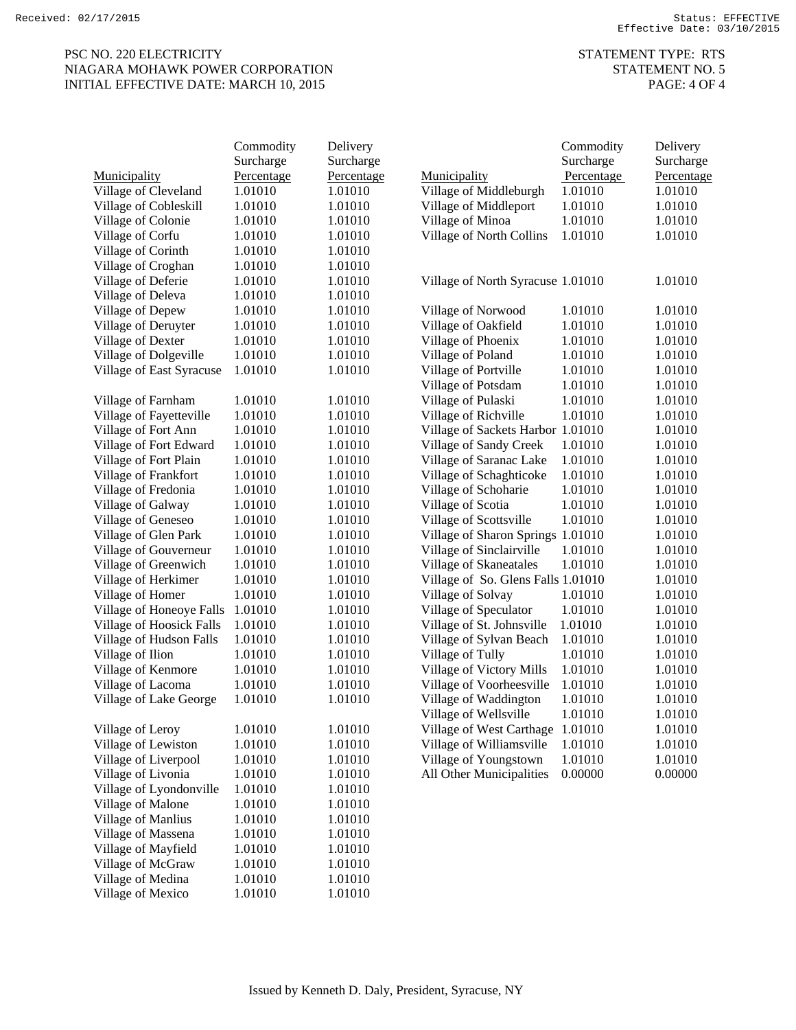PSC NO. 220 ELECTRICITY
NIAGARA MOHAWK POWER CORPORATION
INITIAL EFFECTIVE DATE: MARCH 10, 2015

STATEMENT TYPE: RTS
STATEMENT NO. 5

| Municipality | Commodity Surcharge Percentage | Delivery Surcharge Percentage |
|---|---|---|
| Village of Cleveland | 1.01010 | 1.01010 |
| Village of Cobleskill | 1.01010 | 1.01010 |
| Village of Colonie | 1.01010 | 1.01010 |
| Village of Corfu | 1.01010 | 1.01010 |
| Village of Corinth | 1.01010 | 1.01010 |
| Village of Croghan | 1.01010 | 1.01010 |
| Village of Deferie | 1.01010 | 1.01010 |
| Village of Deleva | 1.01010 | 1.01010 |
| Village of Depew | 1.01010 | 1.01010 |
| Village of Deruyter | 1.01010 | 1.01010 |
| Village of Dexter | 1.01010 | 1.01010 |
| Village of Dolgeville | 1.01010 | 1.01010 |
| Village of East Syracuse | 1.01010 | 1.01010 |
| Village of Farnham | 1.01010 | 1.01010 |
| Village of Fayetteville | 1.01010 | 1.01010 |
| Village of Fort Ann | 1.01010 | 1.01010 |
| Village of Fort Edward | 1.01010 | 1.01010 |
| Village of Fort Plain | 1.01010 | 1.01010 |
| Village of Frankfort | 1.01010 | 1.01010 |
| Village of Fredonia | 1.01010 | 1.01010 |
| Village of Galway | 1.01010 | 1.01010 |
| Village of Geneseo | 1.01010 | 1.01010 |
| Village of Glen Park | 1.01010 | 1.01010 |
| Village of Gouverneur | 1.01010 | 1.01010 |
| Village of Greenwich | 1.01010 | 1.01010 |
| Village of Herkimer | 1.01010 | 1.01010 |
| Village of Homer | 1.01010 | 1.01010 |
| Village of Honeoye Falls | 1.01010 | 1.01010 |
| Village of Hoosick Falls | 1.01010 | 1.01010 |
| Village of Hudson Falls | 1.01010 | 1.01010 |
| Village of Ilion | 1.01010 | 1.01010 |
| Village of Kenmore | 1.01010 | 1.01010 |
| Village of Lacoma | 1.01010 | 1.01010 |
| Village of Lake George | 1.01010 | 1.01010 |
| Village of Leroy | 1.01010 | 1.01010 |
| Village of Lewiston | 1.01010 | 1.01010 |
| Village of Liverpool | 1.01010 | 1.01010 |
| Village of Livonia | 1.01010 | 1.01010 |
| Village of Lyondonville | 1.01010 | 1.01010 |
| Village of Malone | 1.01010 | 1.01010 |
| Village of Manlius | 1.01010 | 1.01010 |
| Village of Massena | 1.01010 | 1.01010 |
| Village of Mayfield | 1.01010 | 1.01010 |
| Village of McGraw | 1.01010 | 1.01010 |
| Village of Medina | 1.01010 | 1.01010 |
| Village of Mexico | 1.01010 | 1.01010 |
| Village of Middleburgh | 1.01010 | 1.01010 |
| Village of Middleport | 1.01010 | 1.01010 |
| Village of Minoa | 1.01010 | 1.01010 |
| Village of North Collins | 1.01010 | 1.01010 |
| Village of North Syracuse | 1.01010 | 1.01010 |
| Village of Norwood | 1.01010 | 1.01010 |
| Village of Oakfield | 1.01010 | 1.01010 |
| Village of Phoenix | 1.01010 | 1.01010 |
| Village of Poland | 1.01010 | 1.01010 |
| Village of Portville | 1.01010 | 1.01010 |
| Village of Potsdam | 1.01010 | 1.01010 |
| Village of Pulaski | 1.01010 | 1.01010 |
| Village of Richville | 1.01010 | 1.01010 |
| Village of Sackets Harbor | 1.01010 | 1.01010 |
| Village of Sandy Creek | 1.01010 | 1.01010 |
| Village of Saranac Lake | 1.01010 | 1.01010 |
| Village of Schaghticoke | 1.01010 | 1.01010 |
| Village of Schoharie | 1.01010 | 1.01010 |
| Village of Scotia | 1.01010 | 1.01010 |
| Village of Scottsville | 1.01010 | 1.01010 |
| Village of Sharon Springs | 1.01010 | 1.01010 |
| Village of Sinclairville | 1.01010 | 1.01010 |
| Village of Skaneatales | 1.01010 | 1.01010 |
| Village of So. Glens Falls | 1.01010 | 1.01010 |
| Village of Solvay | 1.01010 | 1.01010 |
| Village of Speculator | 1.01010 | 1.01010 |
| Village of St. Johnsville | 1.01010 | 1.01010 |
| Village of Sylvan Beach | 1.01010 | 1.01010 |
| Village of Tully | 1.01010 | 1.01010 |
| Village of Victory Mills | 1.01010 | 1.01010 |
| Village of Voorheesville | 1.01010 | 1.01010 |
| Village of Waddington | 1.01010 | 1.01010 |
| Village of Wellsville | 1.01010 | 1.01010 |
| Village of West Carthage | 1.01010 | 1.01010 |
| Village of Williamsville | 1.01010 | 1.01010 |
| Village of Youngstown | 1.01010 | 1.01010 |
| All Other Municipalities | 0.00000 | 0.00000 |

Issued by Kenneth D. Daly, President, Syracuse, NY